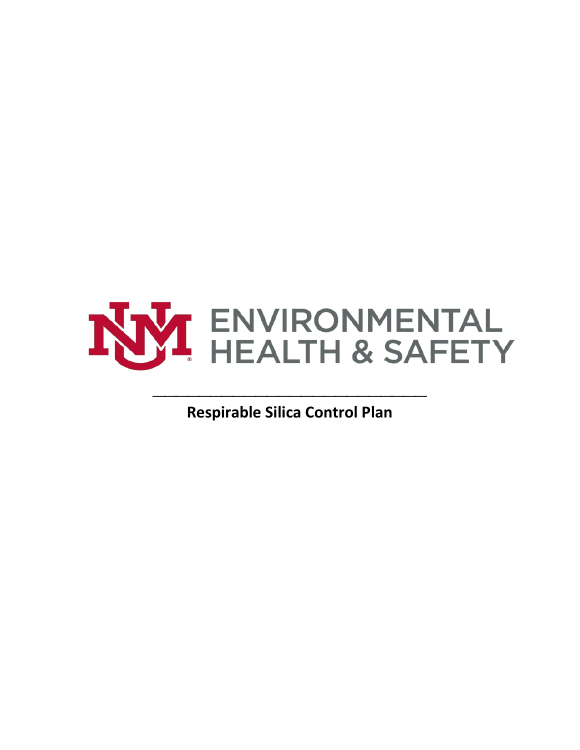UNM ENVIRONMENTAL HEALTH & SAFETY

---

# Respirable Silica Control Plan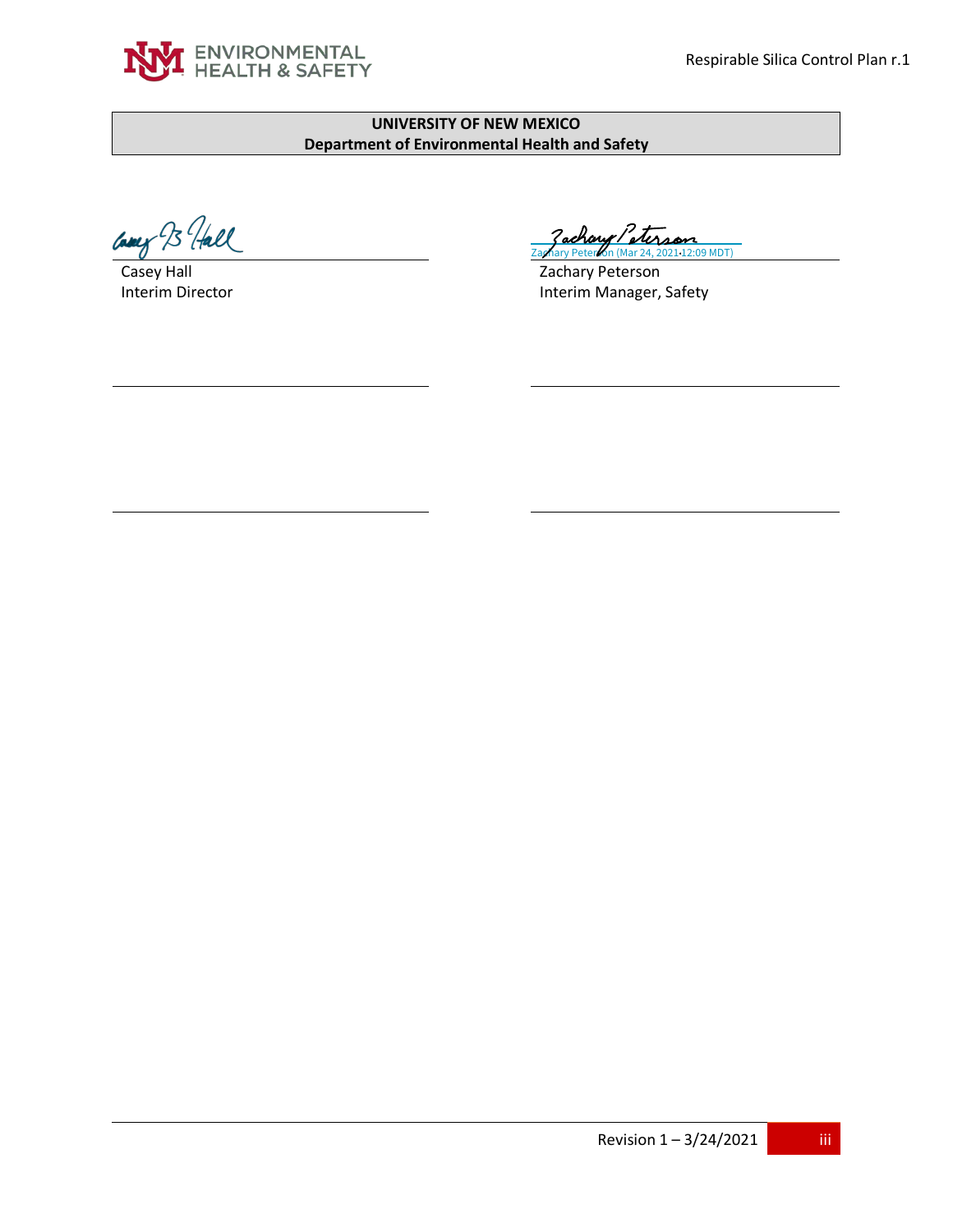**UNIVERSITY OF NEW MEXICO**
**Department of Environmental Health and Safety**

Casey Hall
Interim Director

Zachary Peterson (Mar 24, 2021 12:09 MDT)
Zachary Peterson
Interim Manager, Safety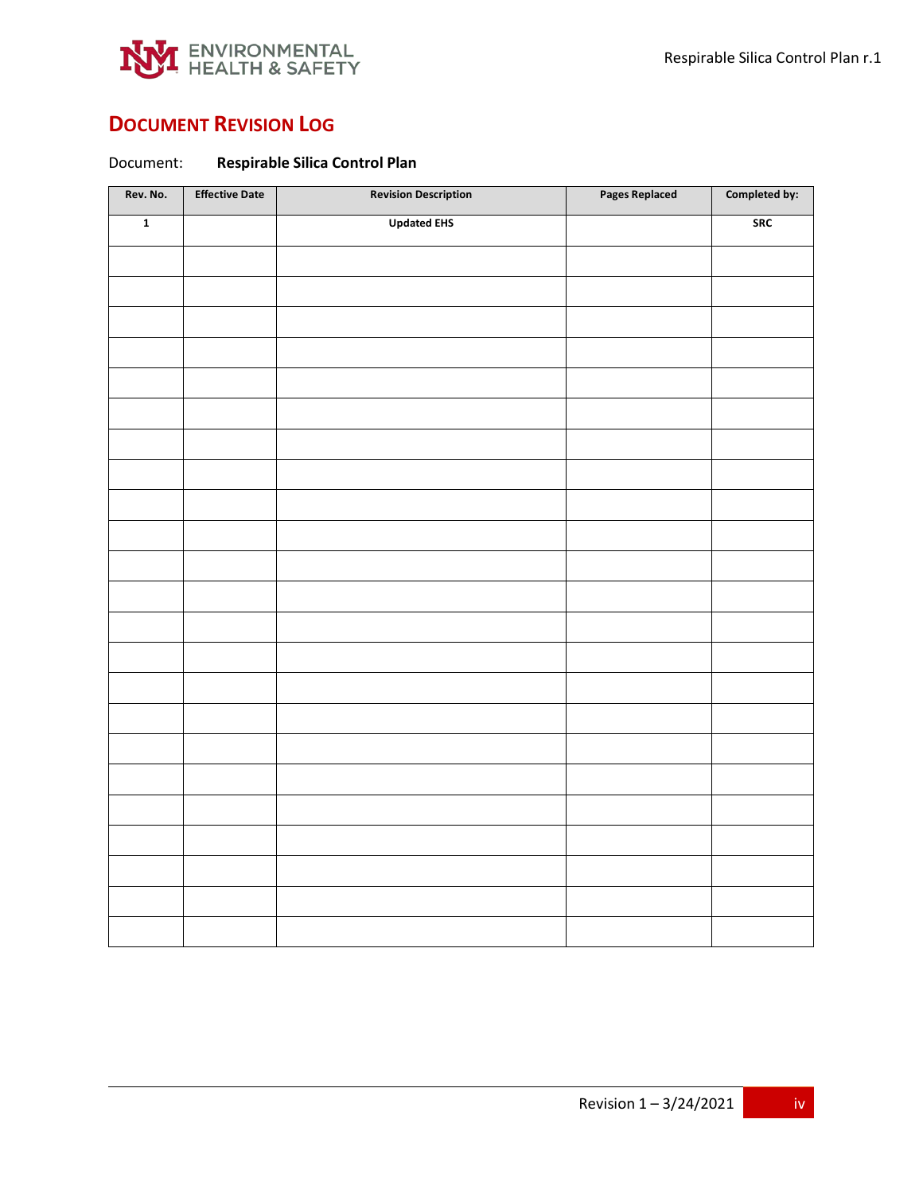# Document Revision Log

Document: **Respirable Silica Control Plan**

| Rev. No. | Effective Date | Revision Description | Pages Replaced | Completed by: |
|---|---|---|---|---|
| 1 | | Updated EHS | | SRC |
| | | | | |
| | | | | |
| | | | | |
| | | | | |
| | | | | |
| | | | | |
| | | | | |
| | | | | |
| | | | | |
| | | | | |
| | | | | |
| | | | | |
| | | | | |
| | | | | |
| | | | | |
| | | | | |
| | | | | |
| | | | | |
| | | | | |
| | | | | |
| | | | | |
| | | | | |
| | | | | |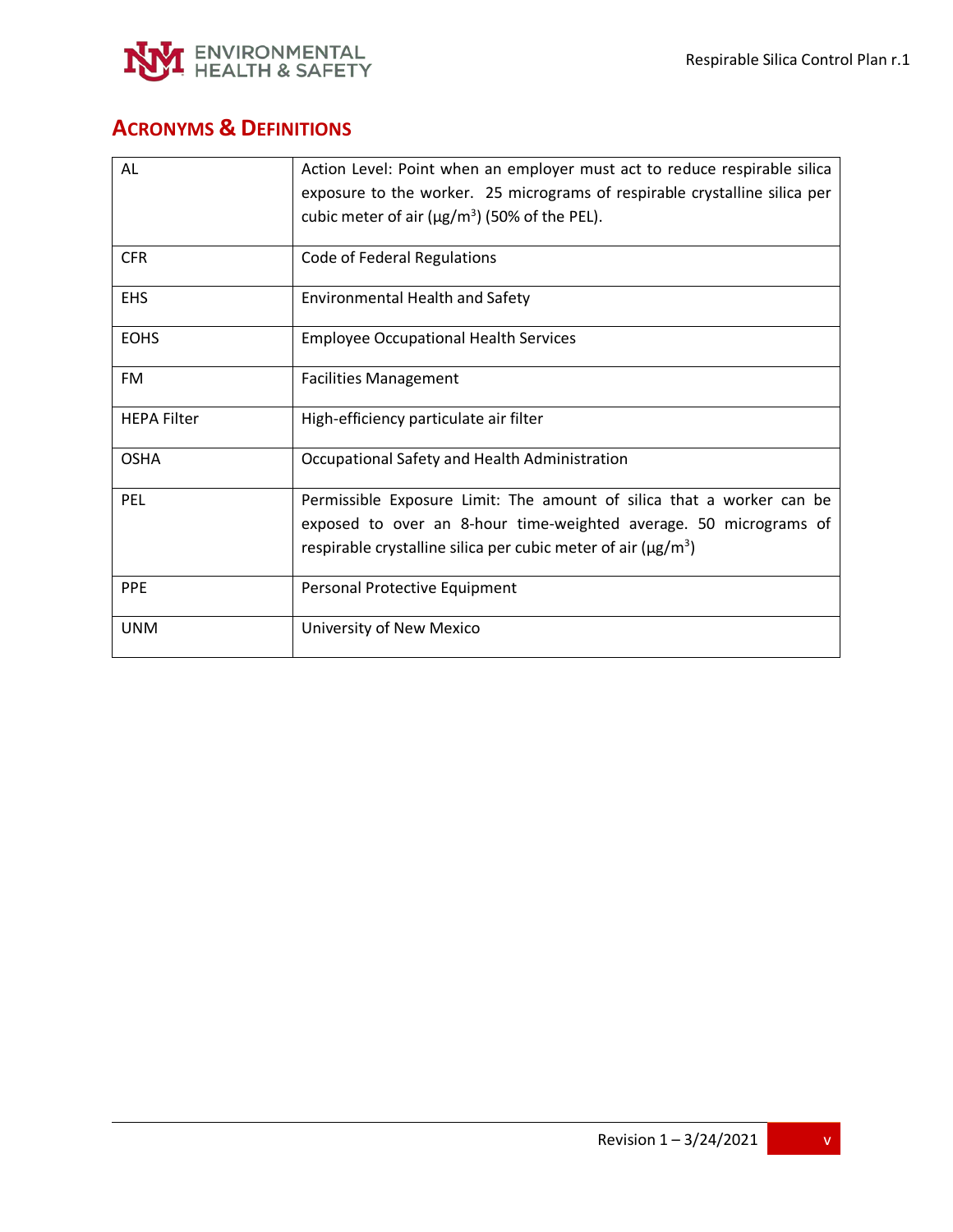## ACRONYMS & DEFINITIONS

| | |
|---|---|
| AL | Action Level: Point when an employer must act to reduce respirable silica exposure to the worker. 25 micrograms of respirable crystalline silica per cubic meter of air ($\mu g/m^3$) (50% of the PEL). |
| CFR | Code of Federal Regulations |
| EHS | Environmental Health and Safety |
| EOHS | Employee Occupational Health Services |
| FM | Facilities Management |
| HEPA Filter | High-efficiency particulate air filter |
| OSHA | Occupational Safety and Health Administration |
| PEL | Permissible Exposure Limit: The amount of silica that a worker can be exposed to over an 8-hour time-weighted average. 50 micrograms of respirable crystalline silica per cubic meter of air ($\mu g/m^3$) |
| PPE | Personal Protective Equipment |
| UNM | University of New Mexico |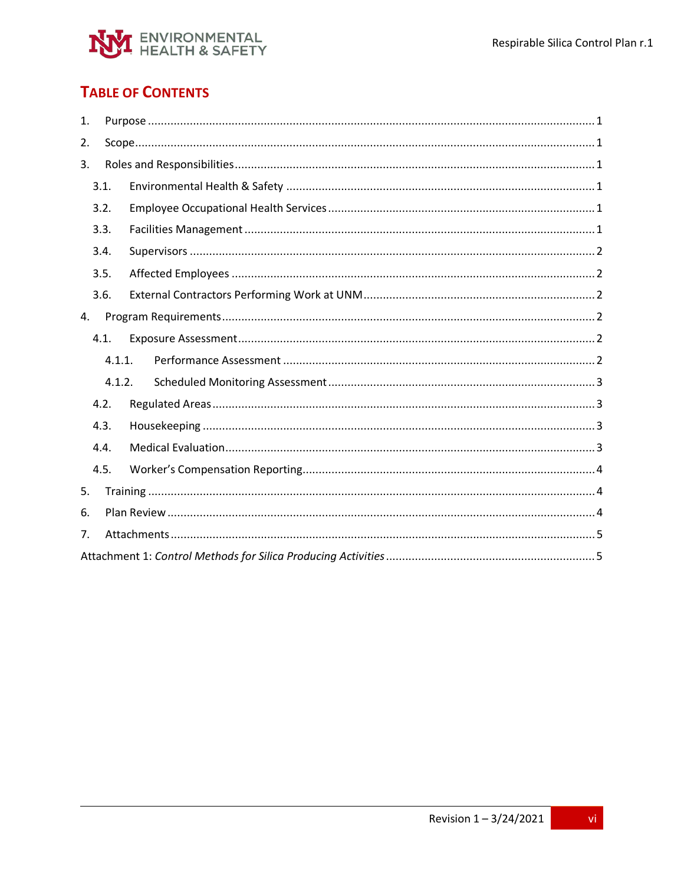# Table of Contents

1. Purpose ........................................................................................................................................ 1
2. Scope........................................................................................................................................... 1
3. Roles and Responsibilities ............................................................................................................ 1
   - 3.1. Environmental Health & Safety ............................................................................................ 1
   - 3.2. Employee Occupational Health Services ............................................................................... 1
   - 3.3. Facilities Management .......................................................................................................... 1
   - 3.4. Supervisors ........................................................................................................................... 2
   - 3.5. Affected Employees ............................................................................................................. 2
   - 3.6. External Contractors Performing Work at UNM ..................................................................... 2
4. Program Requirements ................................................................................................................ 2
   - 4.1. Exposure Assessment ........................................................................................................... 2
     - 4.1.1. Performance Assessment ............................................................................................... 2
     - 4.1.2. Scheduled Monitoring Assessment ................................................................................. 3
   - 4.2. Regulated Areas ................................................................................................................... 3
   - 4.3. Housekeeping ...................................................................................................................... 3
   - 4.4. Medical Evaluation ............................................................................................................... 3
   - 4.5. Worker's Compensation Reporting ........................................................................................ 4
5. Training ....................................................................................................................................... 4
6. Plan Review ................................................................................................................................. 4
7. Attachments ................................................................................................................................ 5

Attachment 1: *Control Methods for Silica Producing Activities* ............................................................... 5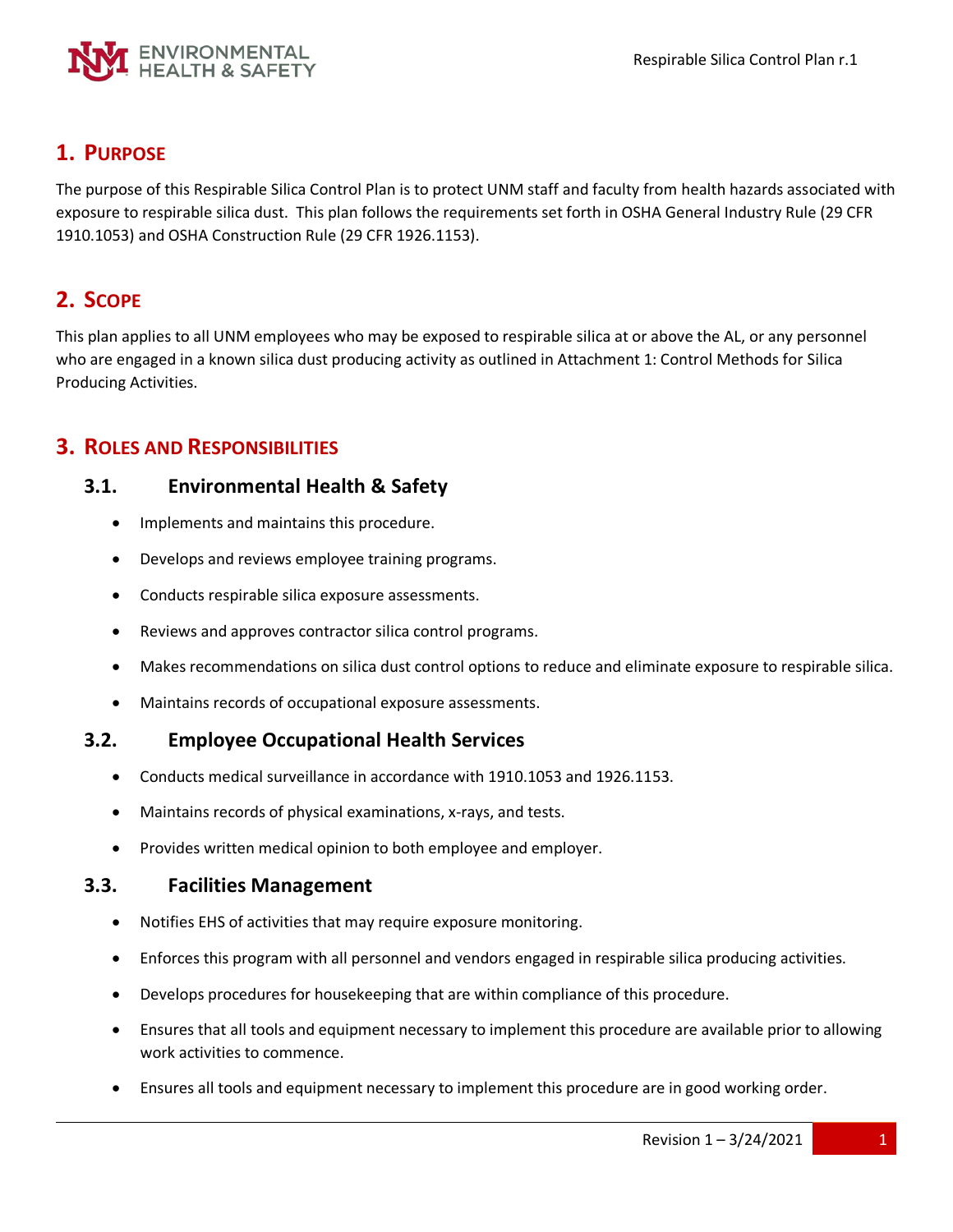## 1. Purpose

The purpose of this Respirable Silica Control Plan is to protect UNM staff and faculty from health hazards associated with exposure to respirable silica dust. This plan follows the requirements set forth in OSHA General Industry Rule (29 CFR 1910.1053) and OSHA Construction Rule (29 CFR 1926.1153).

## 2. Scope

This plan applies to all UNM employees who may be exposed to respirable silica at or above the AL, or any personnel who are engaged in a known silica dust producing activity as outlined in Attachment 1: Control Methods for Silica Producing Activities.

## 3. Roles and Responsibilities

### 3.1. Environmental Health & Safety

- Implements and maintains this procedure.
- Develops and reviews employee training programs.
- Conducts respirable silica exposure assessments.
- Reviews and approves contractor silica control programs.
- Makes recommendations on silica dust control options to reduce and eliminate exposure to respirable silica.
- Maintains records of occupational exposure assessments.

### 3.2. Employee Occupational Health Services

- Conducts medical surveillance in accordance with 1910.1053 and 1926.1153.
- Maintains records of physical examinations, x-rays, and tests.
- Provides written medical opinion to both employee and employer.

### 3.3. Facilities Management

- Notifies EHS of activities that may require exposure monitoring.
- Enforces this program with all personnel and vendors engaged in respirable silica producing activities.
- Develops procedures for housekeeping that are within compliance of this procedure.
- Ensures that all tools and equipment necessary to implement this procedure are available prior to allowing work activities to commence.
- Ensures all tools and equipment necessary to implement this procedure are in good working order.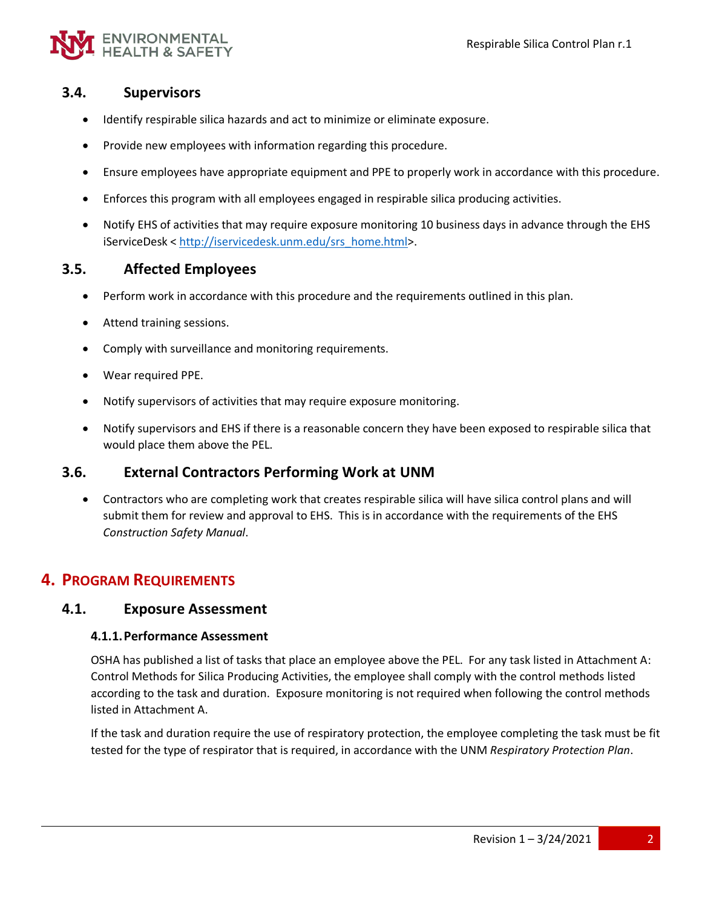### 3.4. Supervisors

- Identify respirable silica hazards and act to minimize or eliminate exposure.
- Provide new employees with information regarding this procedure.
- Ensure employees have appropriate equipment and PPE to properly work in accordance with this procedure.
- Enforces this program with all employees engaged in respirable silica producing activities.
- Notify EHS of activities that may require exposure monitoring 10 business days in advance through the EHS iServiceDesk < http://iservicedesk.unm.edu/srs_home.html>.

### 3.5. Affected Employees

- Perform work in accordance with this procedure and the requirements outlined in this plan.
- Attend training sessions.
- Comply with surveillance and monitoring requirements.
- Wear required PPE.
- Notify supervisors of activities that may require exposure monitoring.
- Notify supervisors and EHS if there is a reasonable concern they have been exposed to respirable silica that would place them above the PEL.

### 3.6. External Contractors Performing Work at UNM

- Contractors who are completing work that creates respirable silica will have silica control plans and will submit them for review and approval to EHS. This is in accordance with the requirements of the EHS *Construction Safety Manual*.

## 4. Program Requirements

### 4.1. Exposure Assessment

#### 4.1.1. Performance Assessment

OSHA has published a list of tasks that place an employee above the PEL. For any task listed in Attachment A: Control Methods for Silica Producing Activities, the employee shall comply with the control methods listed according to the task and duration. Exposure monitoring is not required when following the control methods listed in Attachment A.

If the task and duration require the use of respiratory protection, the employee completing the task must be fit tested for the type of respirator that is required, in accordance with the UNM *Respiratory Protection Plan*.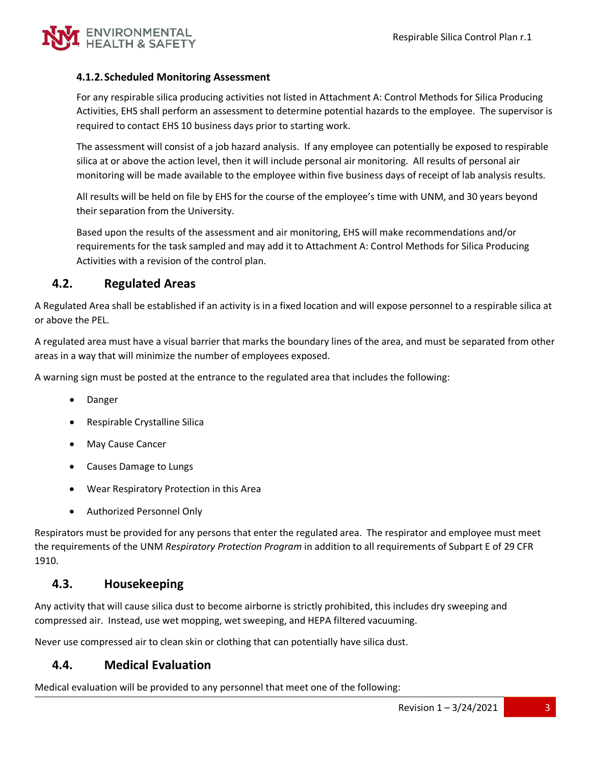#### 4.1.2. Scheduled Monitoring Assessment

For any respirable silica producing activities not listed in Attachment A: Control Methods for Silica Producing Activities, EHS shall perform an assessment to determine potential hazards to the employee. The supervisor is required to contact EHS 10 business days prior to starting work.

The assessment will consist of a job hazard analysis. If any employee can potentially be exposed to respirable silica at or above the action level, then it will include personal air monitoring. All results of personal air monitoring will be made available to the employee within five business days of receipt of lab analysis results.

All results will be held on file by EHS for the course of the employee's time with UNM, and 30 years beyond their separation from the University.

Based upon the results of the assessment and air monitoring, EHS will make recommendations and/or requirements for the task sampled and may add it to Attachment A: Control Methods for Silica Producing Activities with a revision of the control plan.

### 4.2. Regulated Areas

A Regulated Area shall be established if an activity is in a fixed location and will expose personnel to a respirable silica at or above the PEL.

A regulated area must have a visual barrier that marks the boundary lines of the area, and must be separated from other areas in a way that will minimize the number of employees exposed.

A warning sign must be posted at the entrance to the regulated area that includes the following:

- Danger
- Respirable Crystalline Silica
- May Cause Cancer
- Causes Damage to Lungs
- Wear Respiratory Protection in this Area
- Authorized Personnel Only

Respirators must be provided for any persons that enter the regulated area. The respirator and employee must meet the requirements of the UNM *Respiratory Protection Program* in addition to all requirements of Subpart E of 29 CFR 1910.

### 4.3. Housekeeping

Any activity that will cause silica dust to become airborne is strictly prohibited, this includes dry sweeping and compressed air. Instead, use wet mopping, wet sweeping, and HEPA filtered vacuuming.

Never use compressed air to clean skin or clothing that can potentially have silica dust.

### 4.4. Medical Evaluation

Medical evaluation will be provided to any personnel that meet one of the following: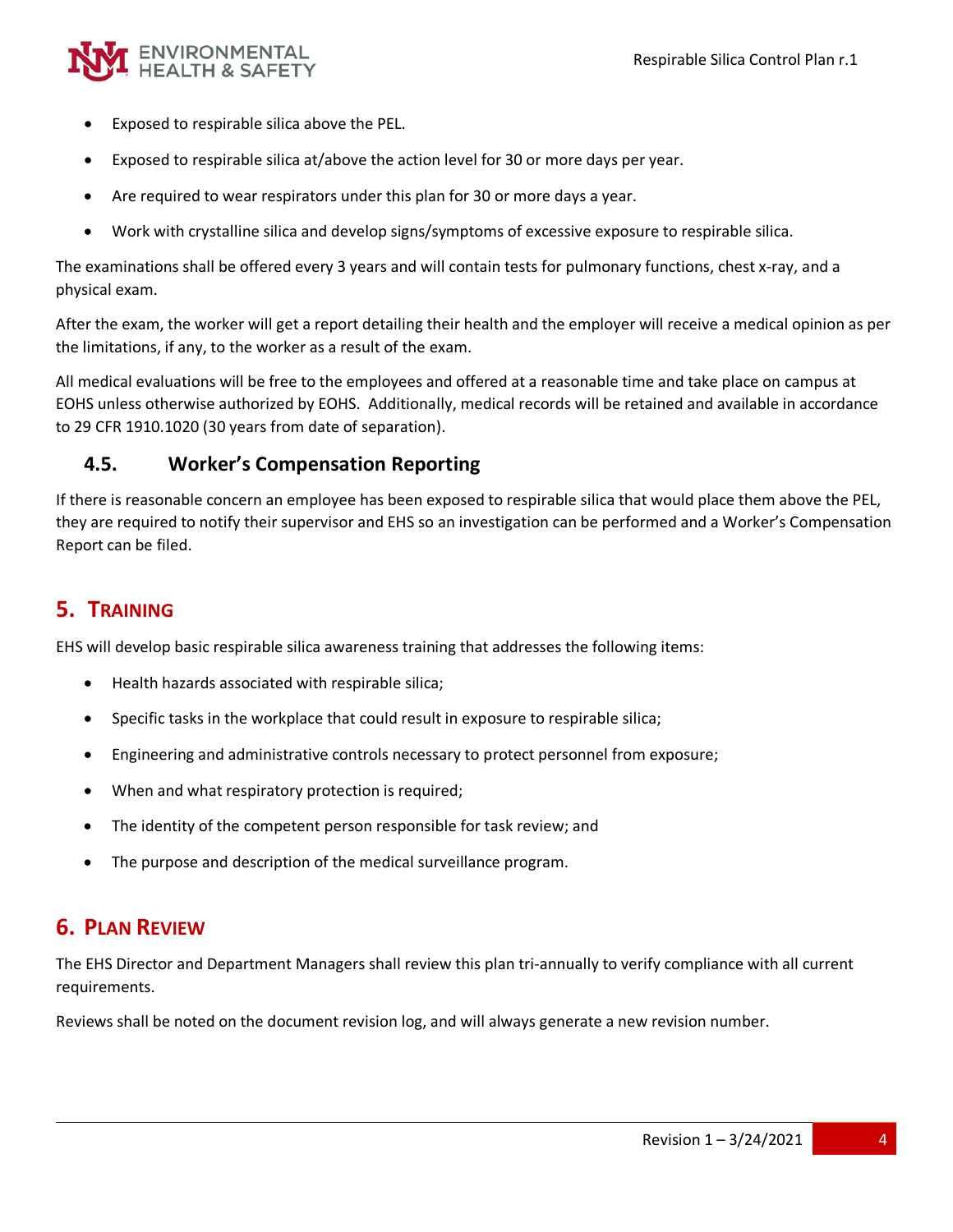- Exposed to respirable silica above the PEL.
- Exposed to respirable silica at/above the action level for 30 or more days per year.
- Are required to wear respirators under this plan for 30 or more days a year.
- Work with crystalline silica and develop signs/symptoms of excessive exposure to respirable silica.

The examinations shall be offered every 3 years and will contain tests for pulmonary functions, chest x-ray, and a physical exam.

After the exam, the worker will get a report detailing their health and the employer will receive a medical opinion as per the limitations, if any, to the worker as a result of the exam.

All medical evaluations will be free to the employees and offered at a reasonable time and take place on campus at EOHS unless otherwise authorized by EOHS. Additionally, medical records will be retained and available in accordance to 29 CFR 1910.1020 (30 years from date of separation).

### 4.5. Worker's Compensation Reporting

If there is reasonable concern an employee has been exposed to respirable silica that would place them above the PEL, they are required to notify their supervisor and EHS so an investigation can be performed and a Worker's Compensation Report can be filed.

## 5. Training

EHS will develop basic respirable silica awareness training that addresses the following items:

- Health hazards associated with respirable silica;
- Specific tasks in the workplace that could result in exposure to respirable silica;
- Engineering and administrative controls necessary to protect personnel from exposure;
- When and what respiratory protection is required;
- The identity of the competent person responsible for task review; and
- The purpose and description of the medical surveillance program.

## 6. Plan Review

The EHS Director and Department Managers shall review this plan tri-annually to verify compliance with all current requirements.

Reviews shall be noted on the document revision log, and will always generate a new revision number.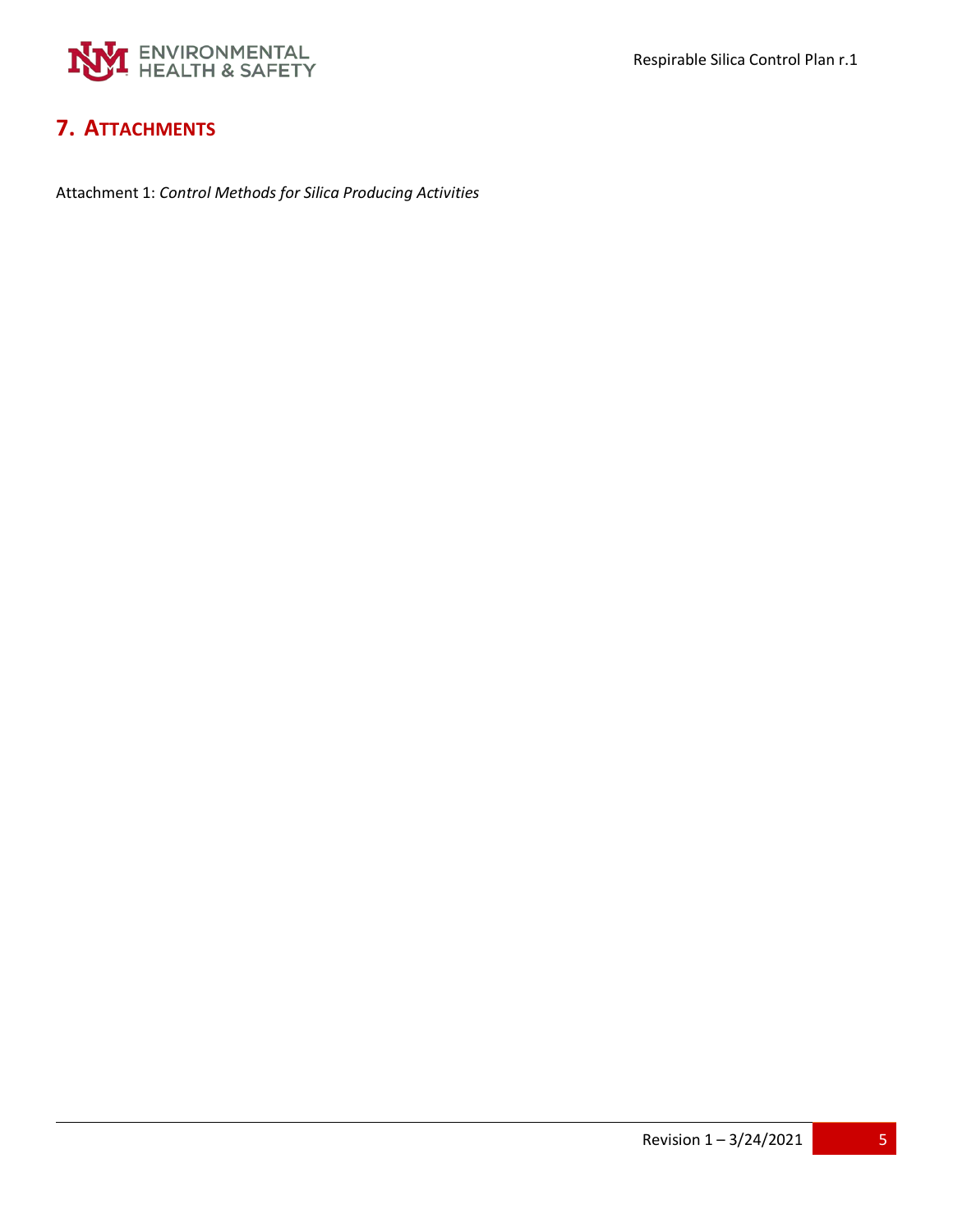## 7. Attachments

Attachment 1: *Control Methods for Silica Producing Activities*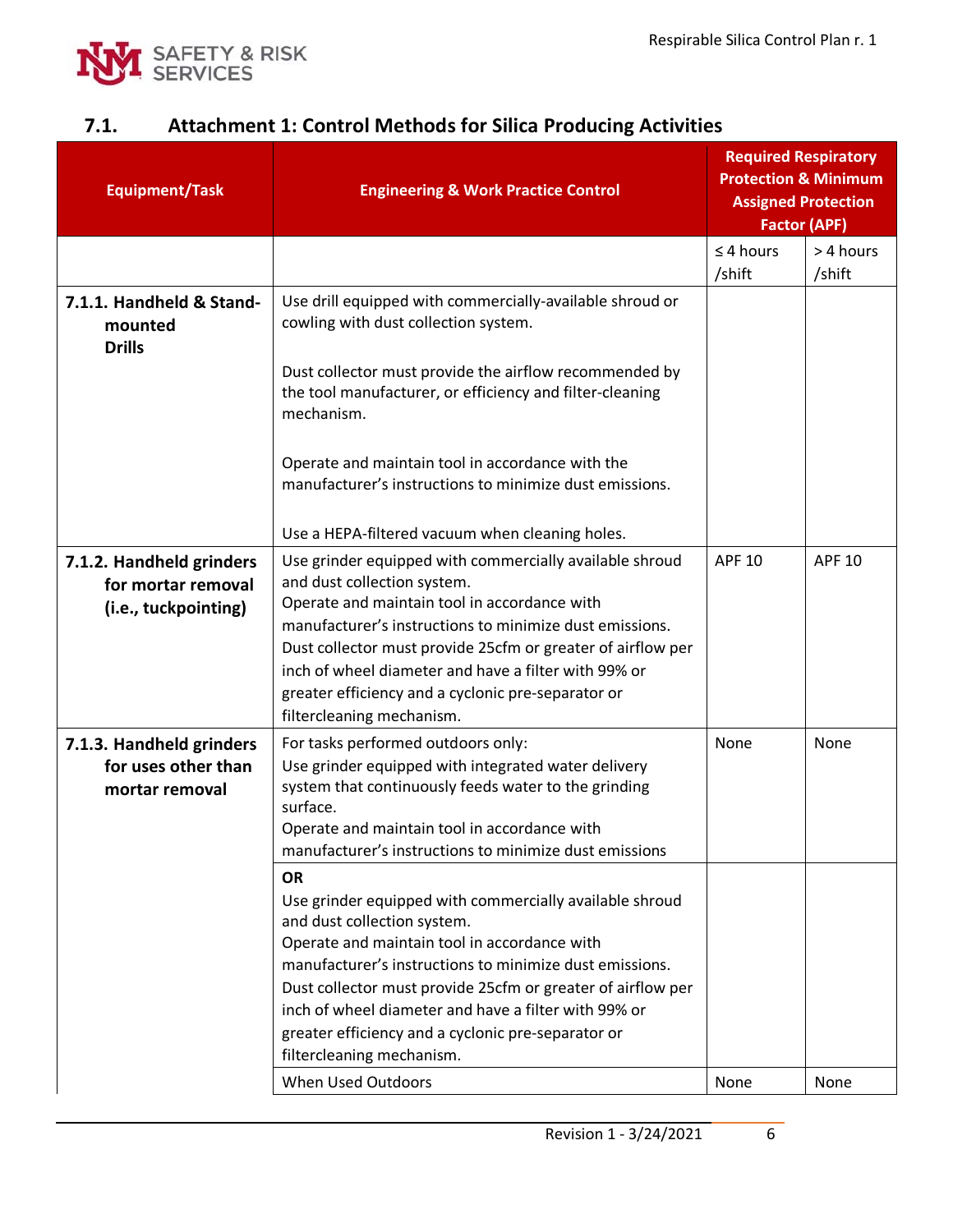## 7.1. Attachment 1: Control Methods for Silica Producing Activities

| Equipment/Task | Engineering & Work Practice Control | Required Respiratory Protection & Minimum Assigned Protection Factor (APF) | |
|---|---|---|---|
| | | ≤ 4 hours /shift | > 4 hours /shift |
| **7.1.1. Handheld & Stand-mounted Drills** | Use drill equipped with commercially-available shroud or cowling with dust collection system.<br><br>Dust collector must provide the airflow recommended by the tool manufacturer, or efficiency and filter-cleaning mechanism.<br><br>Operate and maintain tool in accordance with the manufacturer's instructions to minimize dust emissions.<br><br>Use a HEPA-filtered vacuum when cleaning holes. | | |
| **7.1.2. Handheld grinders for mortar removal (i.e., tuckpointing)** | Use grinder equipped with commercially available shroud and dust collection system.<br>Operate and maintain tool in accordance with manufacturer's instructions to minimize dust emissions.<br>Dust collector must provide 25cfm or greater of airflow per inch of wheel diameter and have a filter with 99% or greater efficiency and a cyclonic pre-separator or filtercleaning mechanism. | APF 10 | APF 10 |
| **7.1.3. Handheld grinders for uses other than mortar removal** | For tasks performed outdoors only:<br>Use grinder equipped with integrated water delivery system that continuously feeds water to the grinding surface.<br>Operate and maintain tool in accordance with manufacturer's instructions to minimize dust emissions | None | None |
| | **OR**<br>Use grinder equipped with commercially available shroud and dust collection system.<br>Operate and maintain tool in accordance with manufacturer's instructions to minimize dust emissions.<br>Dust collector must provide 25cfm or greater of airflow per inch of wheel diameter and have a filter with 99% or greater efficiency and a cyclonic pre-separator or filtercleaning mechanism. | | |
| | When Used Outdoors | None | None |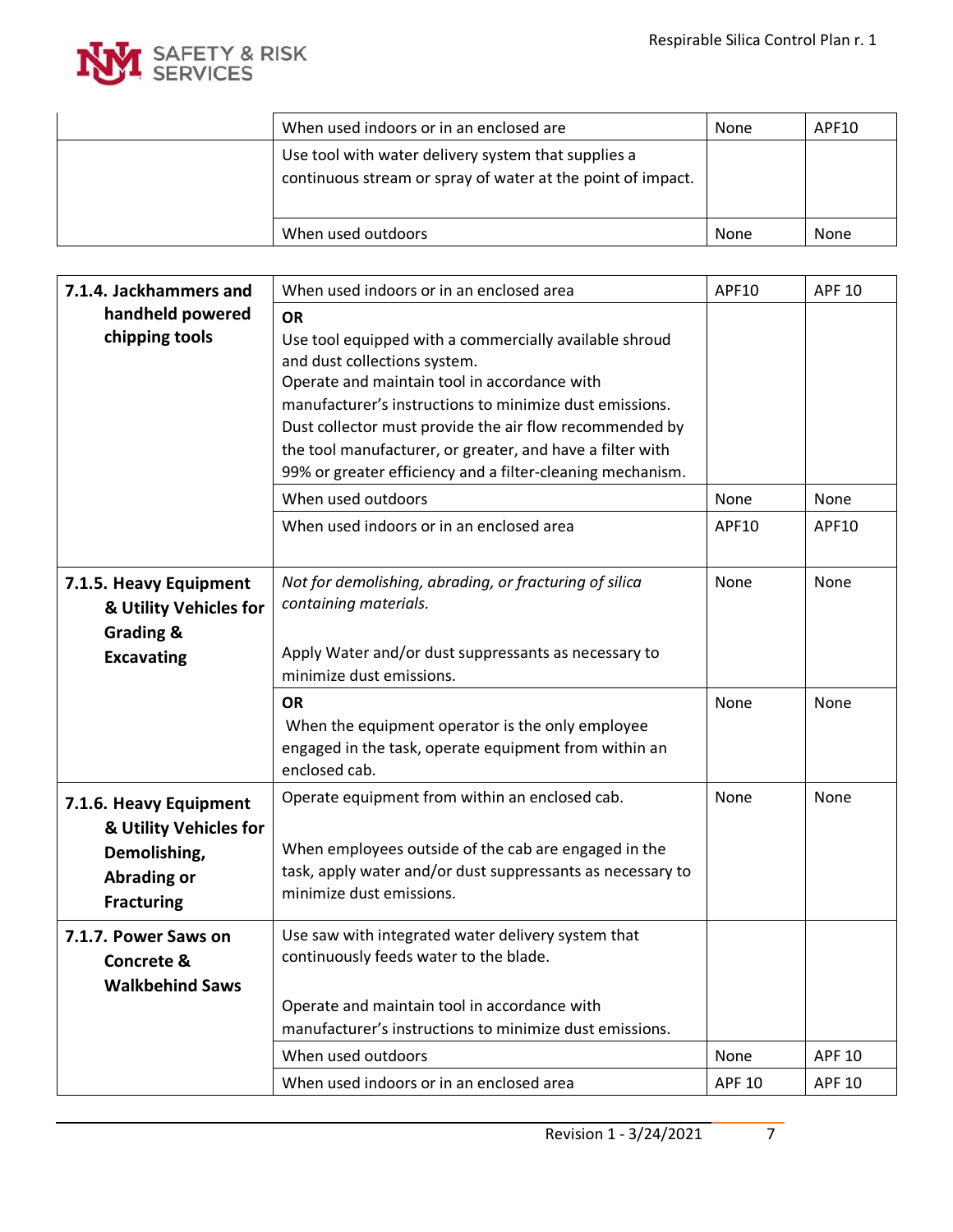| | | | |
|---|---|---|---|
| | When used indoors or in an enclosed are | None | APF10 |
| | Use tool with water delivery system that supplies a continuous stream or spray of water at the point of impact. | | |
| | When used outdoors | None | None |

| | | | |
|---|---|---|---|
| **7.1.4. Jackhammers and handheld powered chipping tools** | When used indoors or in an enclosed area | APF10 | APF 10 |
| | **OR**<br>Use tool equipped with a commercially available shroud and dust collections system.<br>Operate and maintain tool in accordance with manufacturer's instructions to minimize dust emissions.<br>Dust collector must provide the air flow recommended by the tool manufacturer, or greater, and have a filter with 99% or greater efficiency and a filter-cleaning mechanism. | | |
| | When used outdoors | None | None |
| | When used indoors or in an enclosed area | APF10 | APF10 |
| **7.1.5. Heavy Equipment & Utility Vehicles for Grading & Excavating** | *Not for demolishing, abrading, or fracturing of silica containing materials.*<br><br>Apply Water and/or dust suppressants as necessary to minimize dust emissions. | None | None |
| | **OR**<br>When the equipment operator is the only employee engaged in the task, operate equipment from within an enclosed cab. | None | None |
| **7.1.6. Heavy Equipment & Utility Vehicles for Demolishing, Abrading or Fracturing** | Operate equipment from within an enclosed cab.<br><br>When employees outside of the cab are engaged in the task, apply water and/or dust suppressants as necessary to minimize dust emissions. | None | None |
| **7.1.7. Power Saws on Concrete & Walkbehind Saws** | Use saw with integrated water delivery system that continuously feeds water to the blade.<br><br>Operate and maintain tool in accordance with manufacturer's instructions to minimize dust emissions. | | |
| | When used outdoors | None | APF 10 |
| | When used indoors or in an enclosed area | APF 10 | APF 10 |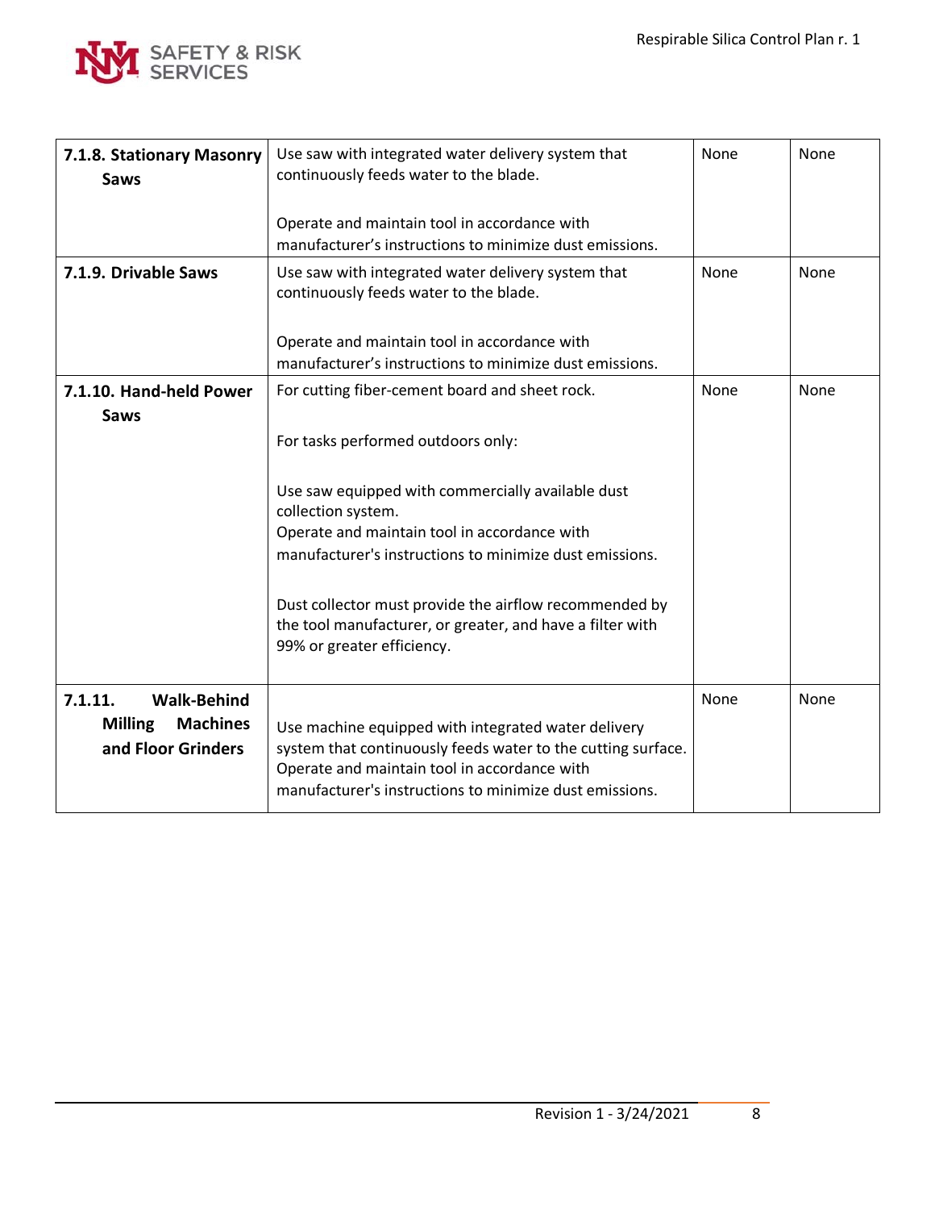| 7.1.8. Stationary Masonry Saws | Use saw with integrated water delivery system that continuously feeds water to the blade.<br><br>Operate and maintain tool in accordance with manufacturer’s instructions to minimize dust emissions. | None | None |
|---|---|---|---|
| 7.1.9. Drivable Saws | Use saw with integrated water delivery system that continuously feeds water to the blade.<br><br>Operate and maintain tool in accordance with manufacturer’s instructions to minimize dust emissions. | None | None |
| 7.1.10. Hand-held Power Saws | For cutting fiber-cement board and sheet rock.<br><br>For tasks performed outdoors only:<br><br>Use saw equipped with commercially available dust collection system.<br>Operate and maintain tool in accordance with manufacturer's instructions to minimize dust emissions.<br><br>Dust collector must provide the airflow recommended by the tool manufacturer, or greater, and have a filter with 99% or greater efficiency. | None | None |
| 7.1.11. Walk-Behind Milling Machines and Floor Grinders | Use machine equipped with integrated water delivery system that continuously feeds water to the cutting surface.<br>Operate and maintain tool in accordance with manufacturer's instructions to minimize dust emissions. | None | None |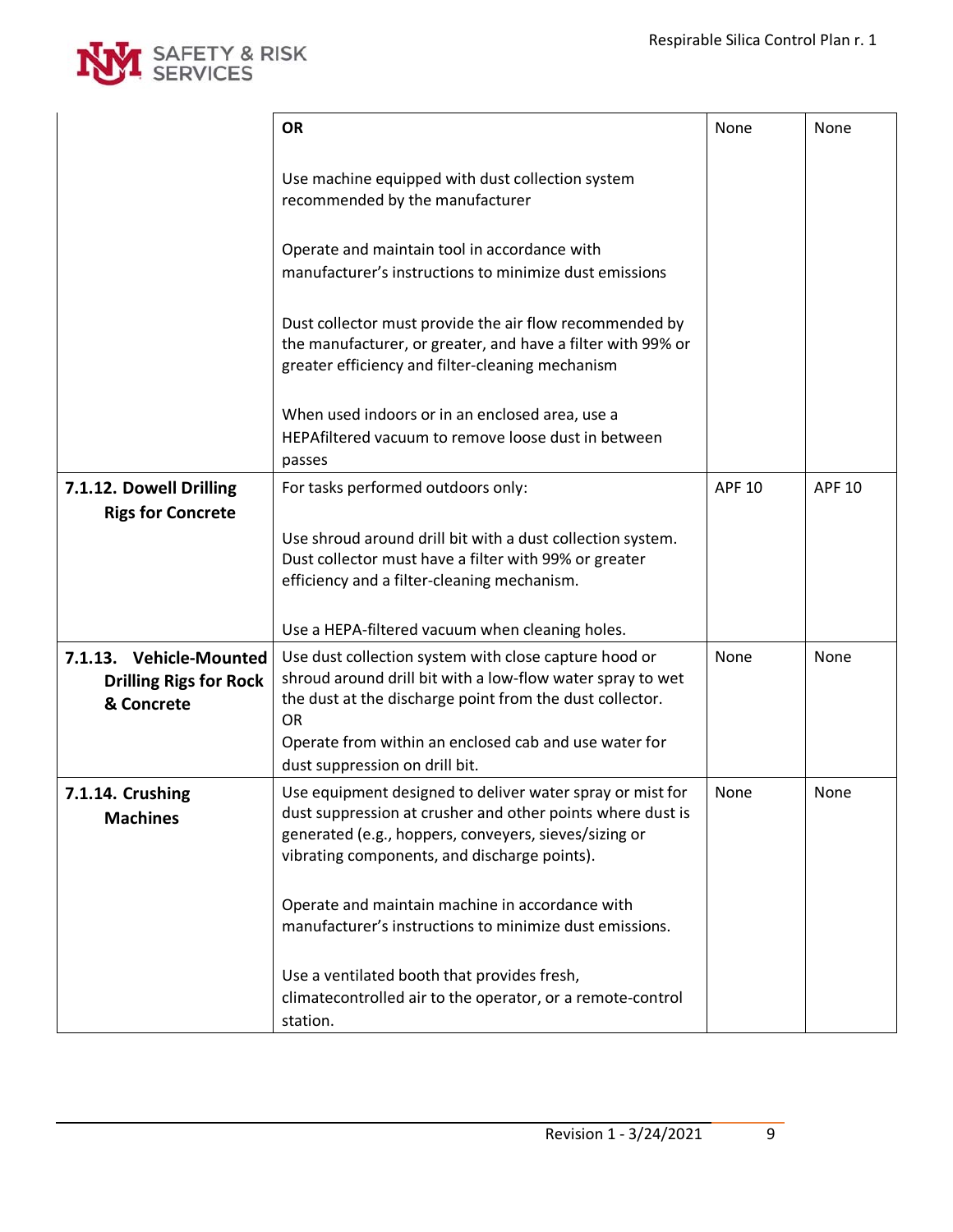| | | | |
|---|---|---|---|
| | **OR**<br><br>Use machine equipped with dust collection system recommended by the manufacturer<br><br>Operate and maintain tool in accordance with manufacturer's instructions to minimize dust emissions<br><br>Dust collector must provide the air flow recommended by the manufacturer, or greater, and have a filter with 99% or greater efficiency and filter-cleaning mechanism<br><br>When used indoors or in an enclosed area, use a HEPAfiltered vacuum to remove loose dust in between passes | None | None |
| **7.1.12. Dowell Drilling Rigs for Concrete** | For tasks performed outdoors only:<br><br>Use shroud around drill bit with a dust collection system. Dust collector must have a filter with 99% or greater efficiency and a filter-cleaning mechanism.<br><br>Use a HEPA-filtered vacuum when cleaning holes. | APF 10 | APF 10 |
| **7.1.13. Vehicle-Mounted Drilling Rigs for Rock & Concrete** | Use dust collection system with close capture hood or shroud around drill bit with a low-flow water spray to wet the dust at the discharge point from the dust collector.<br>OR<br>Operate from within an enclosed cab and use water for dust suppression on drill bit. | None | None |
| **7.1.14. Crushing Machines** | Use equipment designed to deliver water spray or mist for dust suppression at crusher and other points where dust is generated (e.g., hoppers, conveyers, sieves/sizing or vibrating components, and discharge points).<br><br>Operate and maintain machine in accordance with manufacturer's instructions to minimize dust emissions.<br><br>Use a ventilated booth that provides fresh, climatecontrolled air to the operator, or a remote-control station. | None | None |